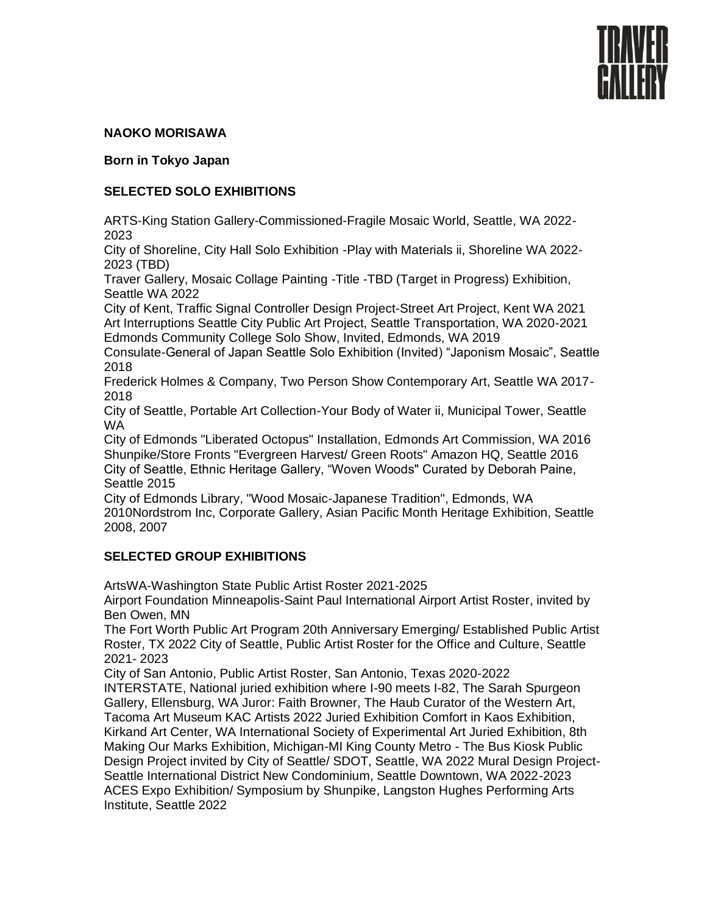**NAOKO MORISAWA**

**Born in Tokyo Japan**

## SELECTED SOLO EXHIBITIONS

ARTS-King Station Gallery-Commissioned-Fragile Mosaic World, Seattle, WA 2022-2023
City of Shoreline, City Hall Solo Exhibition -Play with Materials ii, Shoreline WA 2022-2023 (TBD)
Traver Gallery, Mosaic Collage Painting -Title -TBD (Target in Progress) Exhibition, Seattle WA 2022
City of Kent, Traffic Signal Controller Design Project-Street Art Project, Kent WA 2021
Art Interruptions Seattle City Public Art Project, Seattle Transportation, WA 2020-2021
Edmonds Community College Solo Show, Invited, Edmonds, WA 2019
Consulate-General of Japan Seattle Solo Exhibition (Invited) "Japonism Mosaic", Seattle 2018
Frederick Holmes & Company, Two Person Show Contemporary Art, Seattle WA 2017-2018
City of Seattle, Portable Art Collection-Your Body of Water ii, Municipal Tower, Seattle WA
City of Edmonds "Liberated Octopus" Installation, Edmonds Art Commission, WA 2016
Shunpike/Store Fronts "Evergreen Harvest/ Green Roots" Amazon HQ, Seattle 2016
City of Seattle, Ethnic Heritage Gallery, "Woven Woods" Curated by Deborah Paine, Seattle 2015
City of Edmonds Library, "Wood Mosaic-Japanese Tradition", Edmonds, WA 2010Nordstrom Inc, Corporate Gallery, Asian Pacific Month Heritage Exhibition, Seattle 2008, 2007

## SELECTED GROUP EXHIBITIONS

ArtsWA-Washington State Public Artist Roster 2021-2025
Airport Foundation Minneapolis-Saint Paul International Airport Artist Roster, invited by Ben Owen, MN
The Fort Worth Public Art Program 20th Anniversary Emerging/ Established Public Artist Roster, TX 2022 City of Seattle, Public Artist Roster for the Office and Culture, Seattle 2021- 2023
City of San Antonio, Public Artist Roster, San Antonio, Texas 2020-2022
INTERSTATE, National juried exhibition where I-90 meets I-82, The Sarah Spurgeon Gallery, Ellensburg, WA Juror: Faith Browner, The Haub Curator of the Western Art, Tacoma Art Museum KAC Artists 2022 Juried Exhibition Comfort in Kaos Exhibition, Kirkand Art Center, WA International Society of Experimental Art Juried Exhibition, 8th Making Our Marks Exhibition, Michigan-MI King County Metro - The Bus Kiosk Public Design Project invited by City of Seattle/ SDOT, Seattle, WA 2022 Mural Design Project-Seattle International District New Condominium, Seattle Downtown, WA 2022-2023
ACES Expo Exhibition/ Symposium by Shunpike, Langston Hughes Performing Arts Institute, Seattle 2022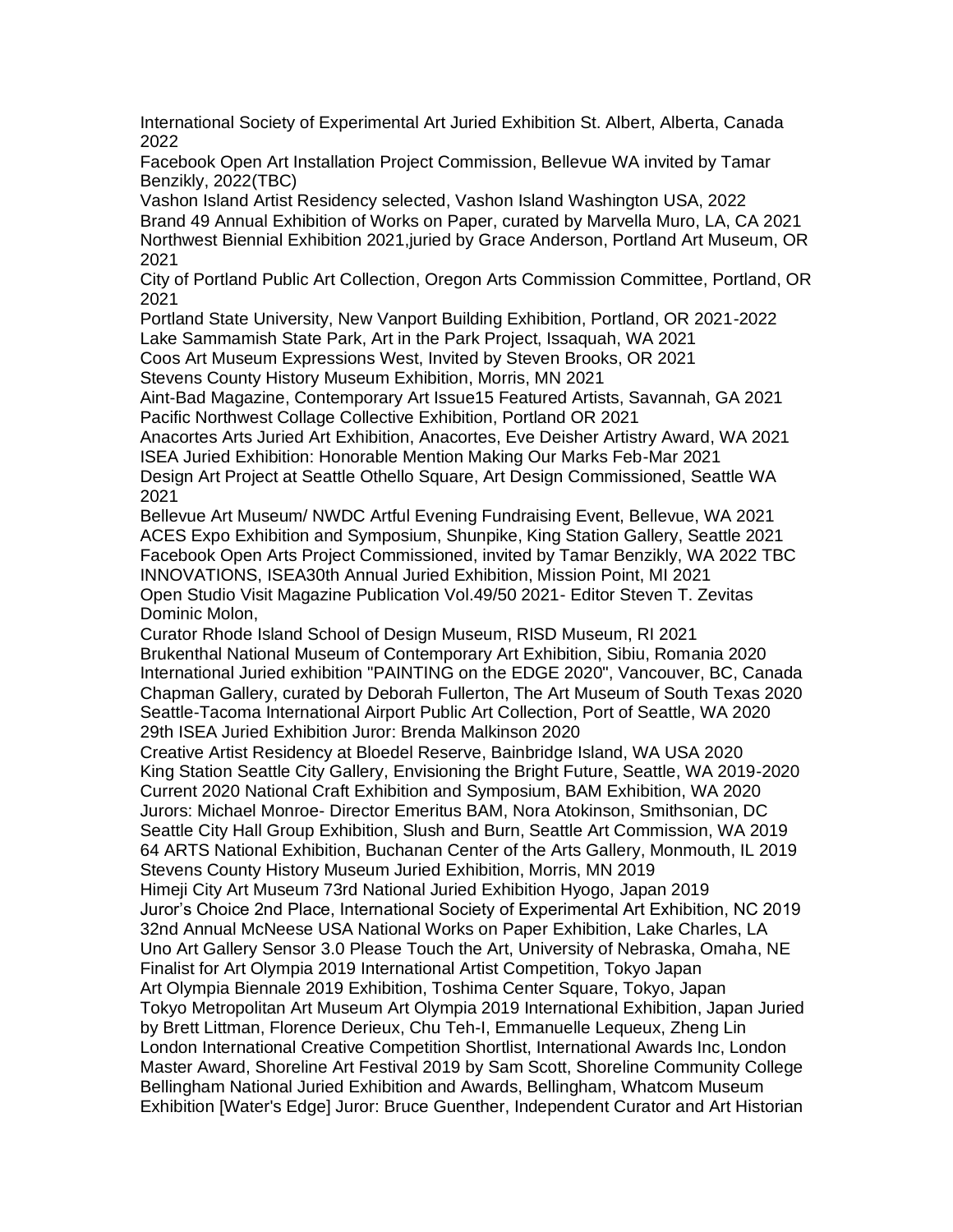International Society of Experimental Art Juried Exhibition St. Albert, Alberta, Canada 2022
Facebook Open Art Installation Project Commission, Bellevue WA invited by Tamar Benzikly, 2022(TBC)
Vashon Island Artist Residency selected, Vashon Island Washington USA, 2022
Brand 49 Annual Exhibition of Works on Paper, curated by Marvella Muro, LA, CA 2021
Northwest Biennial Exhibition 2021,juried by Grace Anderson, Portland Art Museum, OR 2021
City of Portland Public Art Collection, Oregon Arts Commission Committee, Portland, OR 2021
Portland State University, New Vanport Building Exhibition, Portland, OR 2021-2022
Lake Sammamish State Park, Art in the Park Project, Issaquah, WA 2021
Coos Art Museum Expressions West, Invited by Steven Brooks, OR 2021
Stevens County History Museum Exhibition, Morris, MN 2021
Aint-Bad Magazine, Contemporary Art Issue15 Featured Artists, Savannah, GA 2021
Pacific Northwest Collage Collective Exhibition, Portland OR 2021
Anacortes Arts Juried Art Exhibition, Anacortes, Eve Deisher Artistry Award, WA 2021
ISEA Juried Exhibition: Honorable Mention Making Our Marks Feb-Mar 2021
Design Art Project at Seattle Othello Square, Art Design Commissioned, Seattle WA 2021
Bellevue Art Museum/ NWDC Artful Evening Fundraising Event, Bellevue, WA 2021
ACES Expo Exhibition and Symposium, Shunpike, King Station Gallery, Seattle 2021
Facebook Open Arts Project Commissioned, invited by Tamar Benzikly, WA 2022 TBC
INNOVATIONS, ISEA30th Annual Juried Exhibition, Mission Point, MI 2021
Open Studio Visit Magazine Publication Vol.49/50 2021- Editor Steven T. Zevitas Dominic Molon,
Curator Rhode Island School of Design Museum, RISD Museum, RI 2021
Brukenthal National Museum of Contemporary Art Exhibition, Sibiu, Romania 2020
International Juried exhibition "PAINTING on the EDGE 2020", Vancouver, BC, Canada
Chapman Gallery, curated by Deborah Fullerton, The Art Museum of South Texas 2020
Seattle-Tacoma International Airport Public Art Collection, Port of Seattle, WA 2020
29th ISEA Juried Exhibition Juror: Brenda Malkinson 2020
Creative Artist Residency at Bloedel Reserve, Bainbridge Island, WA USA 2020
King Station Seattle City Gallery, Envisioning the Bright Future, Seattle, WA 2019-2020
Current 2020 National Craft Exhibition and Symposium, BAM Exhibition, WA 2020
Jurors: Michael Monroe- Director Emeritus BAM, Nora Atokinson, Smithsonian, DC
Seattle City Hall Group Exhibition, Slush and Burn, Seattle Art Commission, WA 2019
64 ARTS National Exhibition, Buchanan Center of the Arts Gallery, Monmouth, IL 2019
Stevens County History Museum Juried Exhibition, Morris, MN 2019
Himeji City Art Museum 73rd National Juried Exhibition Hyogo, Japan 2019
Juror's Choice 2nd Place, International Society of Experimental Art Exhibition, NC 2019
32nd Annual McNeese USA National Works on Paper Exhibition, Lake Charles, LA
Uno Art Gallery Sensor 3.0 Please Touch the Art, University of Nebraska, Omaha, NE
Finalist for Art Olympia 2019 International Artist Competition, Tokyo Japan
Art Olympia Biennale 2019 Exhibition, Toshima Center Square, Tokyo, Japan
Tokyo Metropolitan Art Museum Art Olympia 2019 International Exhibition, Japan Juried by Brett Littman, Florence Derieux, Chu Teh-I, Emmanuelle Lequeux, Zheng Lin
London International Creative Competition Shortlist, International Awards Inc, London
Master Award, Shoreline Art Festival 2019 by Sam Scott, Shoreline Community College
Bellingham National Juried Exhibition and Awards, Bellingham, Whatcom Museum
Exhibition [Water's Edge] Juror: Bruce Guenther, Independent Curator and Art Historian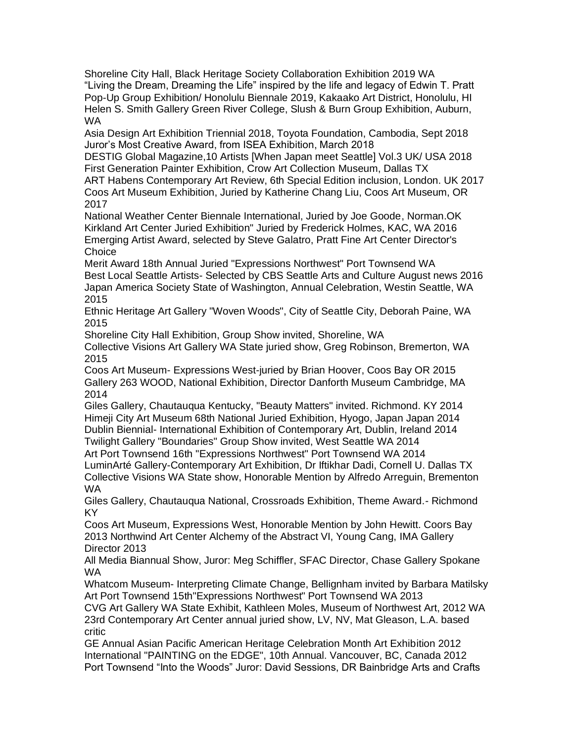Shoreline City Hall, Black Heritage Society Collaboration Exhibition 2019 WA
“Living the Dream, Dreaming the Life” inspired by the life and legacy of Edwin T. Pratt
Pop-Up Group Exhibition/ Honolulu Biennale 2019, Kakaako Art District, Honolulu, HI
Helen S. Smith Gallery Green River College, Slush & Burn Group Exhibition, Auburn, WA
Asia Design Art Exhibition Triennial 2018, Toyota Foundation, Cambodia, Sept 2018
Juror’s Most Creative Award, from ISEA Exhibition, March 2018
DESTIG Global Magazine,10 Artists [When Japan meet Seattle] Vol.3 UK/ USA 2018
First Generation Painter Exhibition, Crow Art Collection Museum, Dallas TX
ART Habens Contemporary Art Review, 6th Special Edition inclusion, London. UK 2017
Coos Art Museum Exhibition, Juried by Katherine Chang Liu, Coos Art Museum, OR 2017
National Weather Center Biennale International, Juried by Joe Goode, Norman.OK
Kirkland Art Center Juried Exhibition" Juried by Frederick Holmes, KAC, WA 2016
Emerging Artist Award, selected by Steve Galatro, Pratt Fine Art Center Director's Choice
Merit Award 18th Annual Juried "Expressions Northwest" Port Townsend WA
Best Local Seattle Artists- Selected by CBS Seattle Arts and Culture August news 2016
Japan America Society State of Washington, Annual Celebration, Westin Seattle, WA 2015
Ethnic Heritage Art Gallery "Woven Woods", City of Seattle City, Deborah Paine, WA 2015
Shoreline City Hall Exhibition, Group Show invited, Shoreline, WA
Collective Visions Art Gallery WA State juried show, Greg Robinson, Bremerton, WA 2015
Coos Art Museum- Expressions West-juried by Brian Hoover, Coos Bay OR 2015
Gallery 263 WOOD, National Exhibition, Director Danforth Museum Cambridge, MA 2014
Giles Gallery, Chautauqua Kentucky, "Beauty Matters" invited. Richmond. KY 2014
Himeji City Art Museum 68th National Juried Exhibition, Hyogo, Japan Japan 2014
Dublin Biennial- International Exhibition of Contemporary Art, Dublin, Ireland 2014
Twilight Gallery "Boundaries" Group Show invited, West Seattle WA 2014
Art Port Townsend 16th "Expressions Northwest" Port Townsend WA 2014
LuminArté Gallery-Contemporary Art Exhibition, Dr Iftikhar Dadi, Cornell U. Dallas TX
Collective Visions WA State show, Honorable Mention by Alfredo Arreguin, Brementon WA
Giles Gallery, Chautauqua National, Crossroads Exhibition, Theme Award.- Richmond KY
Coos Art Museum, Expressions West, Honorable Mention by John Hewitt. Coors Bay 2013 Northwind Art Center Alchemy of the Abstract VI, Young Cang, IMA Gallery Director 2013
All Media Biannual Show, Juror: Meg Schiffler, SFAC Director, Chase Gallery Spokane WA
Whatcom Museum- Interpreting Climate Change, Bellignham invited by Barbara Matilsky
Art Port Townsend 15th"Expressions Northwest" Port Townsend WA 2013
CVG Art Gallery WA State Exhibit, Kathleen Moles, Museum of Northwest Art, 2012 WA
23rd Contemporary Art Center annual juried show, LV, NV, Mat Gleason, L.A. based critic
GE Annual Asian Pacific American Heritage Celebration Month Art Exhibition 2012
International "PAINTING on the EDGE", 10th Annual. Vancouver, BC, Canada 2012
Port Townsend “Into the Woods” Juror: David Sessions, DR Bainbridge Arts and Crafts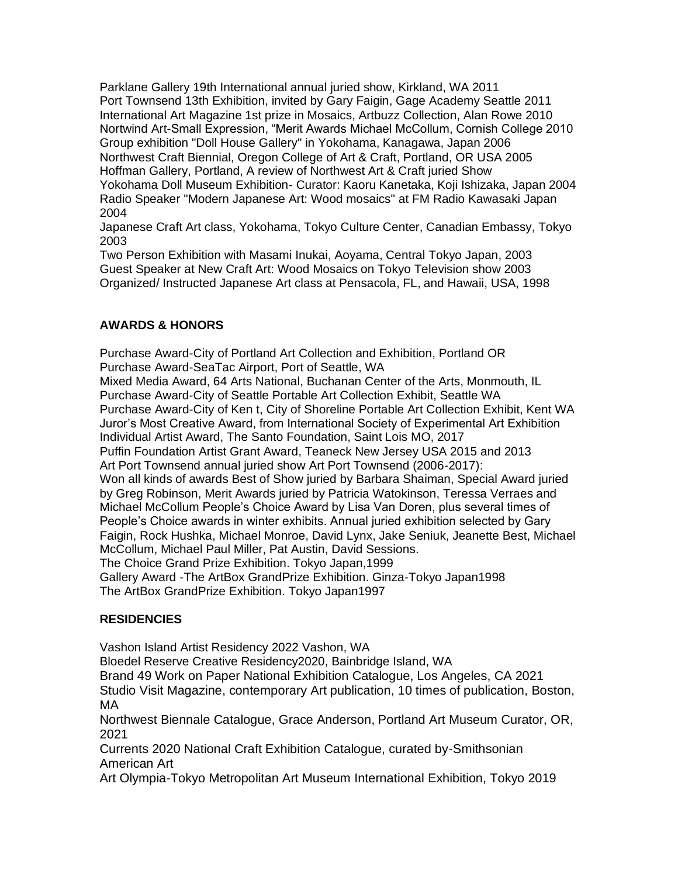Parklane Gallery 19th International annual juried show, Kirkland, WA 2011
Port Townsend 13th Exhibition, invited by Gary Faigin, Gage Academy Seattle 2011
International Art Magazine 1st prize in Mosaics, Artbuzz Collection, Alan Rowe 2010
Nortwind Art-Small Expression, "Merit Awards Michael McCollum, Cornish College 2010
Group exhibition "Doll House Gallery" in Yokohama, Kanagawa, Japan 2006
Northwest Craft Biennial, Oregon College of Art & Craft, Portland, OR USA 2005
Hoffman Gallery, Portland, A review of Northwest Art & Craft juried Show
Yokohama Doll Museum Exhibition- Curator: Kaoru Kanetaka, Koji Ishizaka, Japan 2004
Radio Speaker "Modern Japanese Art: Wood mosaics" at FM Radio Kawasaki Japan 2004
Japanese Craft Art class, Yokohama, Tokyo Culture Center, Canadian Embassy, Tokyo 2003
Two Person Exhibition with Masami Inukai, Aoyama, Central Tokyo Japan, 2003
Guest Speaker at New Craft Art: Wood Mosaics on Tokyo Television show 2003
Organized/ Instructed Japanese Art class at Pensacola, FL, and Hawaii, USA, 1998

**AWARDS & HONORS**

Purchase Award-City of Portland Art Collection and Exhibition, Portland OR
Purchase Award-SeaTac Airport, Port of Seattle, WA
Mixed Media Award, 64 Arts National, Buchanan Center of the Arts, Monmouth, IL
Purchase Award-City of Seattle Portable Art Collection Exhibit, Seattle WA
Purchase Award-City of Ken t, City of Shoreline Portable Art Collection Exhibit, Kent WA
Juror's Most Creative Award, from International Society of Experimental Art Exhibition
Individual Artist Award, The Santo Foundation, Saint Lois MO, 2017
Puffin Foundation Artist Grant Award, Teaneck New Jersey USA 2015 and 2013
Art Port Townsend annual juried show Art Port Townsend (2006-2017):
Won all kinds of awards Best of Show juried by Barbara Shaiman, Special Award juried by Greg Robinson, Merit Awards juried by Patricia Watokinson, Teressa Verraes and Michael McCollum People's Choice Award by Lisa Van Doren, plus several times of People's Choice awards in winter exhibits. Annual juried exhibition selected by Gary Faigin, Rock Hushka, Michael Monroe, David Lynx, Jake Seniuk, Jeanette Best, Michael McCollum, Michael Paul Miller, Pat Austin, David Sessions.
The Choice Grand Prize Exhibition. Tokyo Japan,1999
Gallery Award -The ArtBox GrandPrize Exhibition. Ginza-Tokyo Japan1998
The ArtBox GrandPrize Exhibition. Tokyo Japan1997

**RESIDENCIES**

Vashon Island Artist Residency 2022 Vashon, WA
Bloedel Reserve Creative Residency2020, Bainbridge Island, WA
Brand 49 Work on Paper National Exhibition Catalogue, Los Angeles, CA 2021
Studio Visit Magazine, contemporary Art publication, 10 times of publication, Boston, MA
Northwest Biennale Catalogue, Grace Anderson, Portland Art Museum Curator, OR, 2021
Currents 2020 National Craft Exhibition Catalogue, curated by-Smithsonian American Art
Art Olympia-Tokyo Metropolitan Art Museum International Exhibition, Tokyo 2019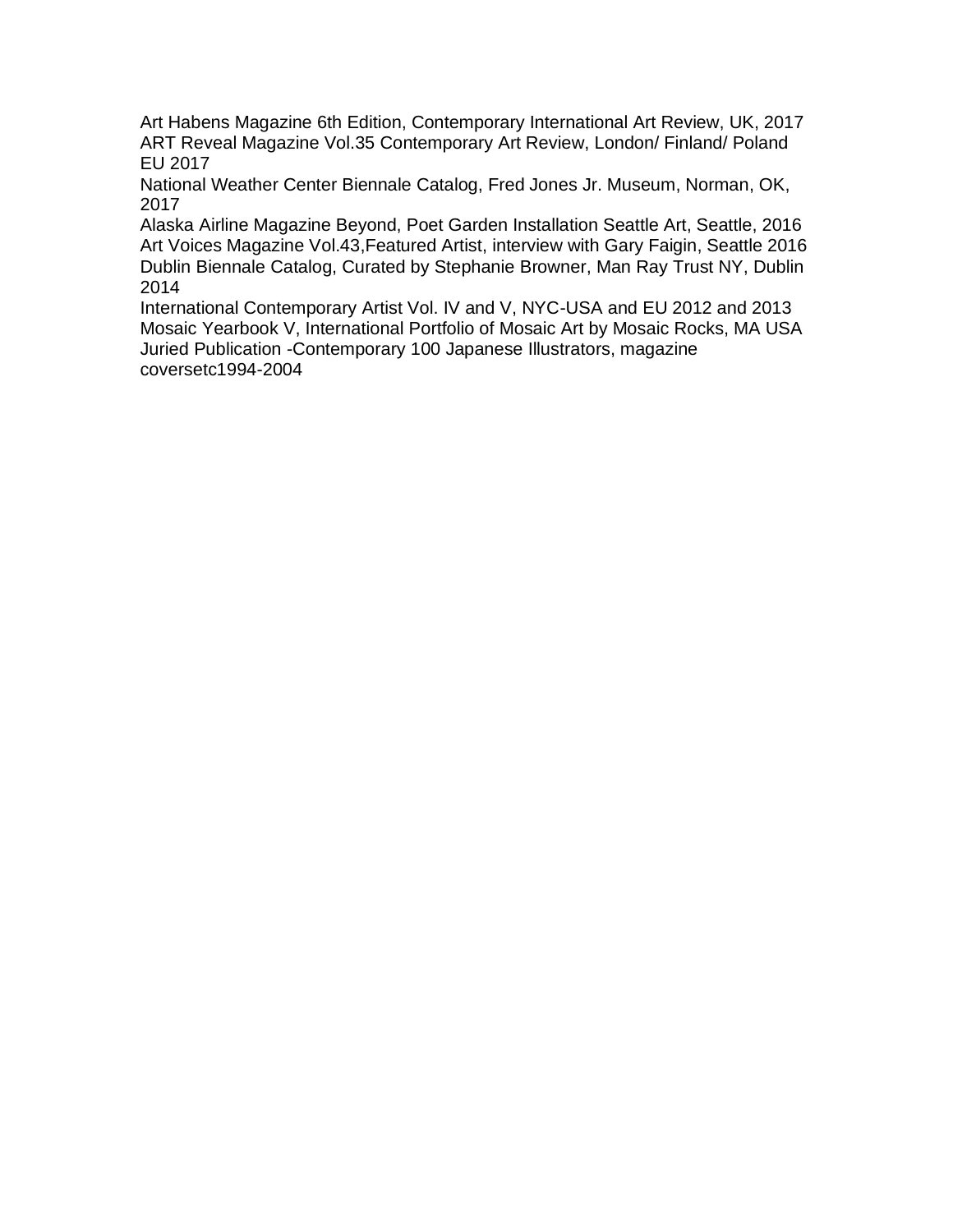Art Habens Magazine 6th Edition, Contemporary International Art Review, UK, 2017
ART Reveal Magazine Vol.35 Contemporary Art Review, London/ Finland/ Poland EU 2017
National Weather Center Biennale Catalog, Fred Jones Jr. Museum, Norman, OK, 2017
Alaska Airline Magazine Beyond, Poet Garden Installation Seattle Art, Seattle, 2016
Art Voices Magazine Vol.43,Featured Artist, interview with Gary Faigin, Seattle 2016
Dublin Biennale Catalog, Curated by Stephanie Browner, Man Ray Trust NY, Dublin 2014
International Contemporary Artist Vol. IV and V, NYC-USA and EU 2012 and 2013
Mosaic Yearbook V, International Portfolio of Mosaic Art by Mosaic Rocks, MA USA
Juried Publication -Contemporary 100 Japanese Illustrators, magazine coversetc1994-2004